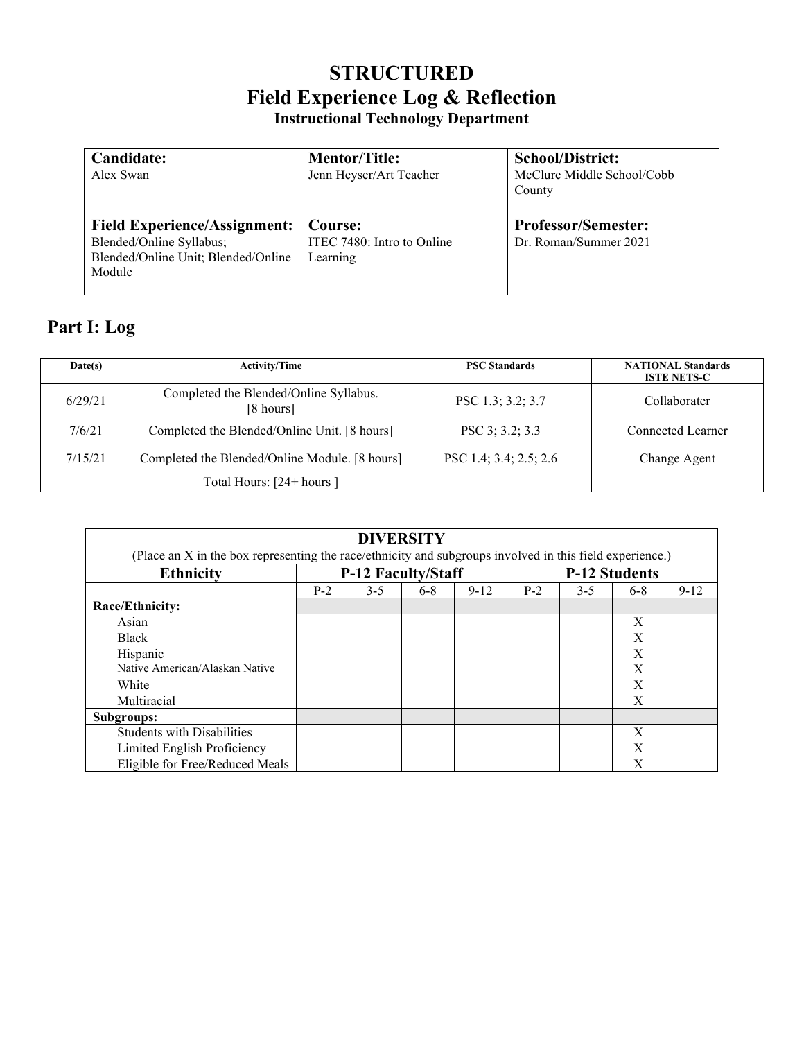# STRUCTURED
# Field Experience Log & Reflection
### Instructional Technology Department

| **Candidate:** Alex Swan | **Mentor/Title:** Jenn Heyser/Art Teacher | **School/District:** McClure Middle School/Cobb County |
|---|---|---|
| **Field Experience/Assignment:** Blended/Online Syllabus; Blended/Online Unit; Blended/Online Module | **Course:** ITEC 7480: Intro to Online Learning | **Professor/Semester:** Dr. Roman/Summer 2021 |

## Part I: Log

| Date(s) | Activity/Time | PSC Standards | NATIONAL Standards ISTE NETS-C |
|---|---|---|---|
| 6/29/21 | Completed the Blended/Online Syllabus. [8 hours] | PSC 1.3; 3.2; 3.7 | Collaborater |
| 7/6/21 | Completed the Blended/Online Unit. [8 hours] | PSC 3; 3.2; 3.3 | Connected Learner |
| 7/15/21 | Completed the Blended/Online Module. [8 hours] | PSC 1.4; 3.4; 2.5; 2.6 | Change Agent |
| | Total Hours: [24+ hours ] | | |

**DIVERSITY**

(Place an X in the box representing the race/ethnicity and subgroups involved in this field experience.)

| Ethnicity | P-12 Faculty/Staff | | | | P-12 Students | | | |
|---|---|---|---|---|---|---|---|---|
| | P-2 | 3-5 | 6-8 | 9-12 | P-2 | 3-5 | 6-8 | 9-12 |
| **Race/Ethnicity:** | | | | | | | | |
| Asian | | | | | | | X | |
| Black | | | | | | | X | |
| Hispanic | | | | | | | X | |
| Native American/Alaskan Native | | | | | | | X | |
| White | | | | | | | X | |
| Multiracial | | | | | | | X | |
| **Subgroups:** | | | | | | | | |
| Students with Disabilities | | | | | | | X | |
| Limited English Proficiency | | | | | | | X | |
| Eligible for Free/Reduced Meals | | | | | | | X | |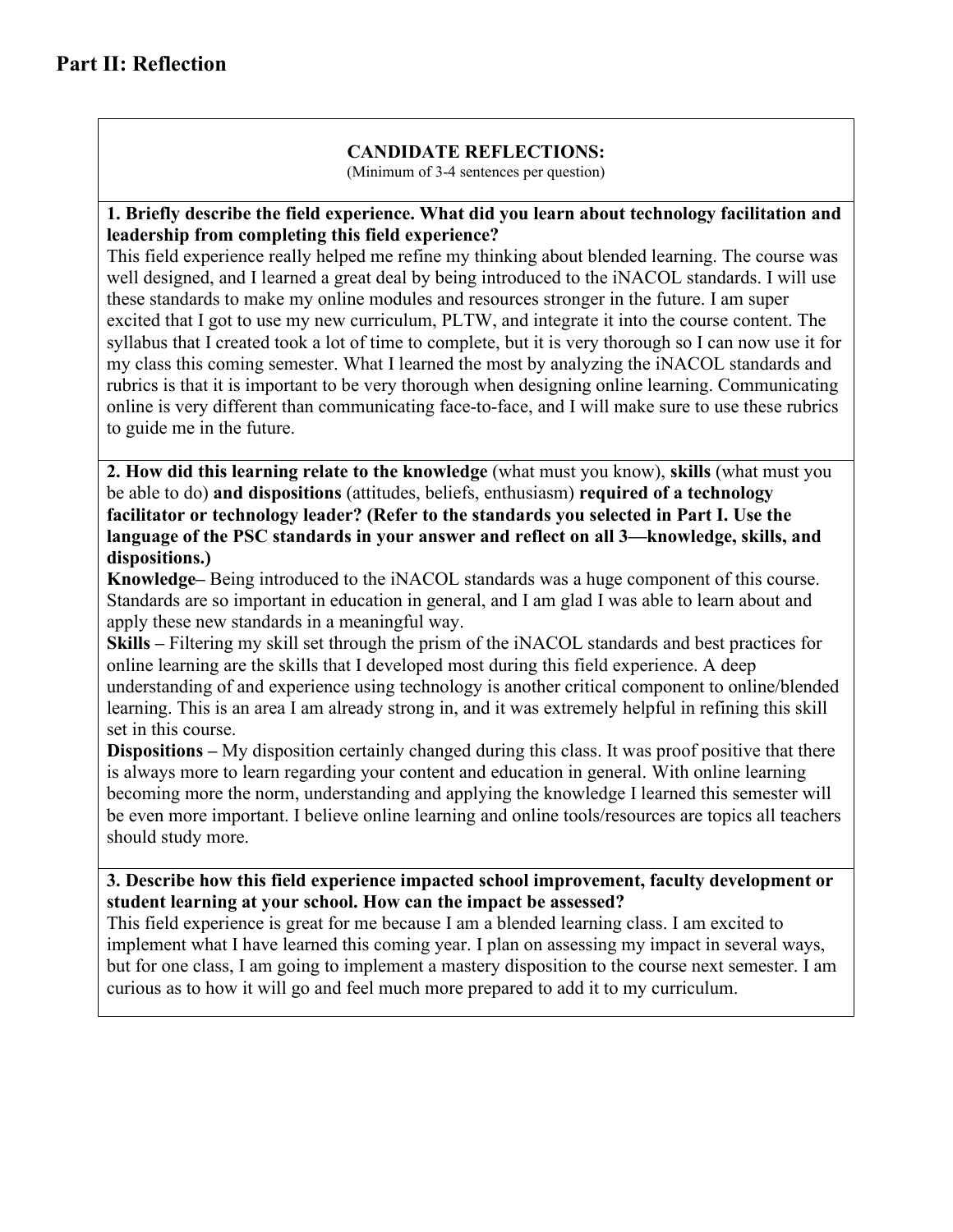## Part II: Reflection

**CANDIDATE REFLECTIONS:**

(Minimum of 3-4 sentences per question)

**1. Briefly describe the field experience. What did you learn about technology facilitation and leadership from completing this field experience?**

This field experience really helped me refine my thinking about blended learning. The course was well designed, and I learned a great deal by being introduced to the iNACOL standards. I will use these standards to make my online modules and resources stronger in the future. I am super excited that I got to use my new curriculum, PLTW, and integrate it into the course content. The syllabus that I created took a lot of time to complete, but it is very thorough so I can now use it for my class this coming semester. What I learned the most by analyzing the iNACOL standards and rubrics is that it is important to be very thorough when designing online learning. Communicating online is very different than communicating face-to-face, and I will make sure to use these rubrics to guide me in the future.

**2. How did this learning relate to the knowledge** (what must you know), **skills** (what must you be able to do) **and dispositions** (attitudes, beliefs, enthusiasm) **required of a technology facilitator or technology leader? (Refer to the standards you selected in Part I. Use the language of the PSC standards in your answer and reflect on all 3—knowledge, skills, and dispositions.)**

**Knowledge–** Being introduced to the iNACOL standards was a huge component of this course. Standards are so important in education in general, and I am glad I was able to learn about and apply these new standards in a meaningful way.

**Skills –** Filtering my skill set through the prism of the iNACOL standards and best practices for online learning are the skills that I developed most during this field experience. A deep understanding of and experience using technology is another critical component to online/blended learning. This is an area I am already strong in, and it was extremely helpful in refining this skill set in this course.

**Dispositions –** My disposition certainly changed during this class. It was proof positive that there is always more to learn regarding your content and education in general. With online learning becoming more the norm, understanding and applying the knowledge I learned this semester will be even more important. I believe online learning and online tools/resources are topics all teachers should study more.

**3. Describe how this field experience impacted school improvement, faculty development or student learning at your school. How can the impact be assessed?**

This field experience is great for me because I am a blended learning class. I am excited to implement what I have learned this coming year. I plan on assessing my impact in several ways, but for one class, I am going to implement a mastery disposition to the course next semester. I am curious as to how it will go and feel much more prepared to add it to my curriculum.